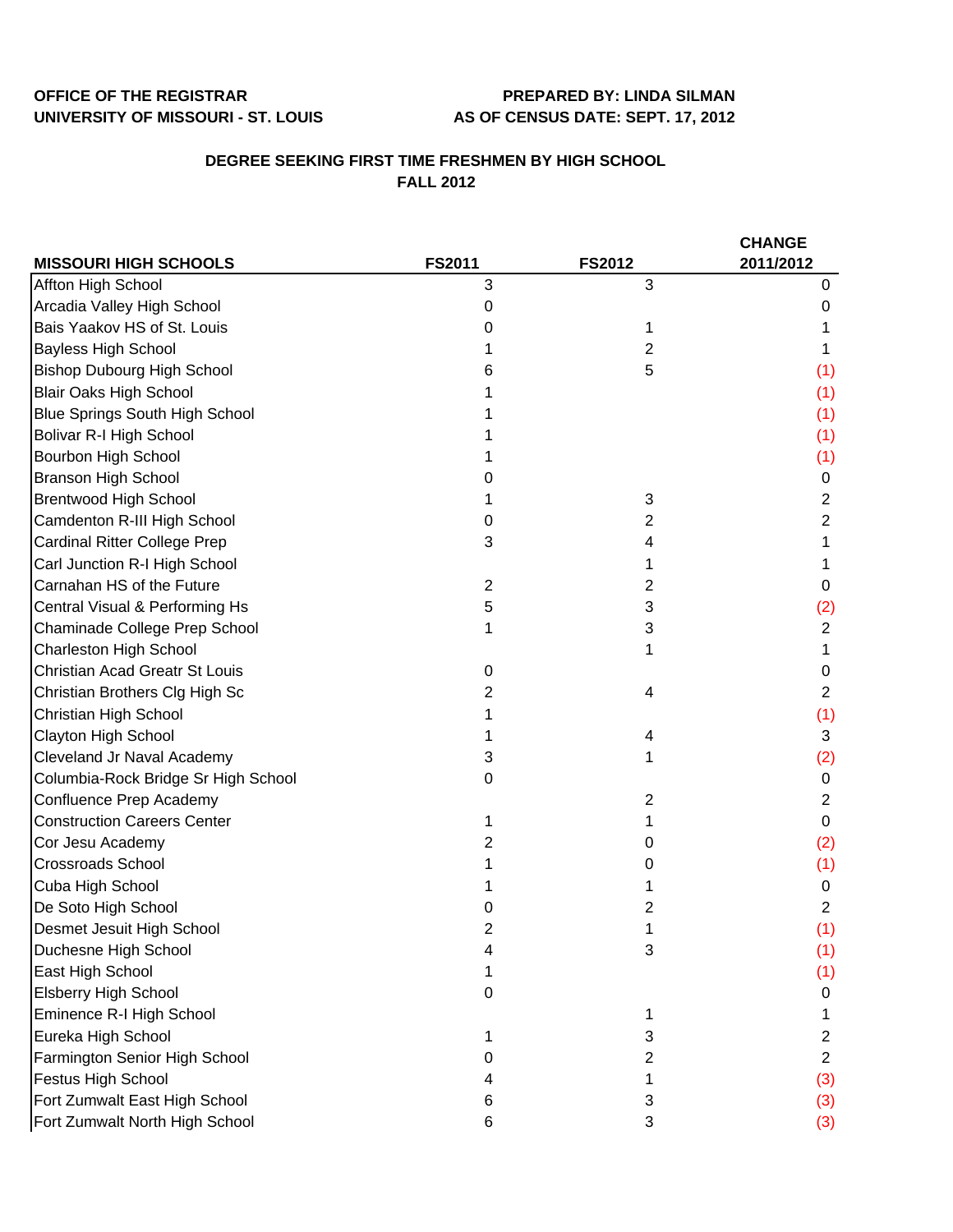**OFFICE OF THE REGISTRAR**
**UNIVERSITY OF MISSOURI - ST. LOUIS**

**PREPARED BY: LINDA SILMAN**
**AS OF CENSUS DATE: SEPT. 17, 2012**

## DEGREE SEEKING FIRST TIME FRESHMEN BY HIGH SCHOOL
## FALL 2012

| MISSOURI HIGH SCHOOLS | FS2011 | FS2012 | CHANGE 2011/2012 |
|---|---|---|---|
| Affton High School | 3 | 3 | 0 |
| Arcadia Valley High School | 0 | | 0 |
| Bais Yaakov HS of St. Louis | 0 | 1 | 1 |
| Bayless High School | 1 | 2 | 1 |
| Bishop Dubourg High School | 6 | 5 | (1) |
| Blair Oaks High School | 1 | | (1) |
| Blue Springs South High School | 1 | | (1) |
| Bolivar R-I High School | 1 | | (1) |
| Bourbon High School | 1 | | (1) |
| Branson High School | 0 | | 0 |
| Brentwood High School | 1 | 3 | 2 |
| Camdenton R-III High School | 0 | 2 | 2 |
| Cardinal Ritter College Prep | 3 | 4 | 1 |
| Carl Junction R-I High School | | 1 | 1 |
| Carnahan HS of the Future | 2 | 2 | 0 |
| Central Visual & Performing Hs | 5 | 3 | (2) |
| Chaminade College Prep School | 1 | 3 | 2 |
| Charleston High School | | 1 | 1 |
| Christian Acad Greatr St Louis | 0 | | 0 |
| Christian Brothers Clg High Sc | 2 | 4 | 2 |
| Christian High School | 1 | | (1) |
| Clayton High School | 1 | 4 | 3 |
| Cleveland Jr Naval Academy | 3 | 1 | (2) |
| Columbia-Rock Bridge Sr High School | 0 | | 0 |
| Confluence Prep Academy | | 2 | 2 |
| Construction Careers Center | 1 | 1 | 0 |
| Cor Jesu Academy | 2 | 0 | (2) |
| Crossroads School | 1 | 0 | (1) |
| Cuba High School | 1 | 1 | 0 |
| De Soto High School | 0 | 2 | 2 |
| Desmet Jesuit High School | 2 | 1 | (1) |
| Duchesne High School | 4 | 3 | (1) |
| East High School | 1 | | (1) |
| Elsberry High School | 0 | | 0 |
| Eminence R-I High School | | 1 | 1 |
| Eureka High School | 1 | 3 | 2 |
| Farmington Senior High School | 0 | 2 | 2 |
| Festus High School | 4 | 1 | (3) |
| Fort Zumwalt East High School | 6 | 3 | (3) |
| Fort Zumwalt North High School | 6 | 3 | (3) |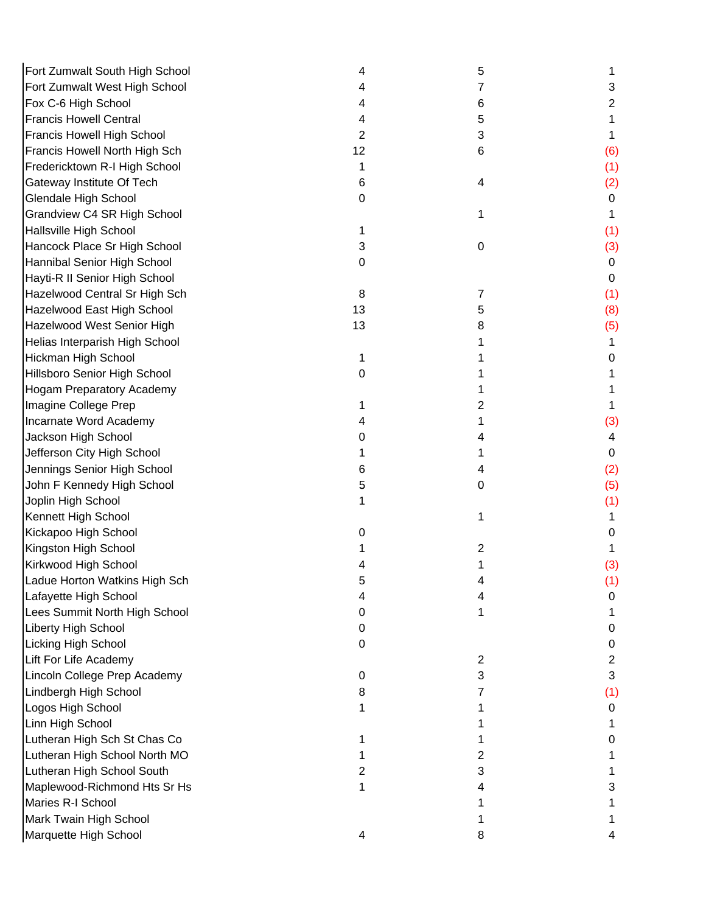| | | | |
|---|---|---|---|
| Fort Zumwalt South High School | 4 | 5 | 1 |
| Fort Zumwalt West High School | 4 | 7 | 3 |
| Fox C-6 High School | 4 | 6 | 2 |
| Francis Howell Central | 4 | 5 | 1 |
| Francis Howell High School | 2 | 3 | 1 |
| Francis Howell North High Sch | 12 | 6 | (6) |
| Fredericktown R-I High School | 1 | | (1) |
| Gateway Institute Of Tech | 6 | 4 | (2) |
| Glendale High School | 0 | | 0 |
| Grandview C4 SR High School | | 1 | 1 |
| Hallsville High School | 1 | | (1) |
| Hancock Place Sr High School | 3 | 0 | (3) |
| Hannibal Senior High School | 0 | | 0 |
| Hayti-R II Senior High School | | | 0 |
| Hazelwood Central Sr High Sch | 8 | 7 | (1) |
| Hazelwood East High School | 13 | 5 | (8) |
| Hazelwood West Senior High | 13 | 8 | (5) |
| Helias Interparish High School | | 1 | 1 |
| Hickman High School | 1 | 1 | 0 |
| Hillsboro Senior High School | 0 | 1 | 1 |
| Hogam Preparatory Academy | | 1 | 1 |
| Imagine College Prep | 1 | 2 | 1 |
| Incarnate Word Academy | 4 | 1 | (3) |
| Jackson High School | 0 | 4 | 4 |
| Jefferson City High School | 1 | 1 | 0 |
| Jennings Senior High School | 6 | 4 | (2) |
| John F Kennedy High School | 5 | 0 | (5) |
| Joplin High School | 1 | | (1) |
| Kennett High School | | 1 | 1 |
| Kickapoo High School | 0 | | 0 |
| Kingston High School | 1 | 2 | 1 |
| Kirkwood High School | 4 | 1 | (3) |
| Ladue Horton Watkins High Sch | 5 | 4 | (1) |
| Lafayette High School | 4 | 4 | 0 |
| Lees Summit North High School | 0 | 1 | 1 |
| Liberty High School | 0 | | 0 |
| Licking High School | 0 | | 0 |
| Lift For Life Academy | | 2 | 2 |
| Lincoln College Prep Academy | 0 | 3 | 3 |
| Lindbergh High School | 8 | 7 | (1) |
| Logos High School | 1 | 1 | 0 |
| Linn High School | | 1 | 1 |
| Lutheran High Sch St Chas Co | 1 | 1 | 0 |
| Lutheran High School North MO | 1 | 2 | 1 |
| Lutheran High School South | 2 | 3 | 1 |
| Maplewood-Richmond Hts Sr Hs | 1 | 4 | 3 |
| Maries R-I School | | 1 | 1 |
| Mark Twain High School | | 1 | 1 |
| Marquette High School | 4 | 8 | 4 |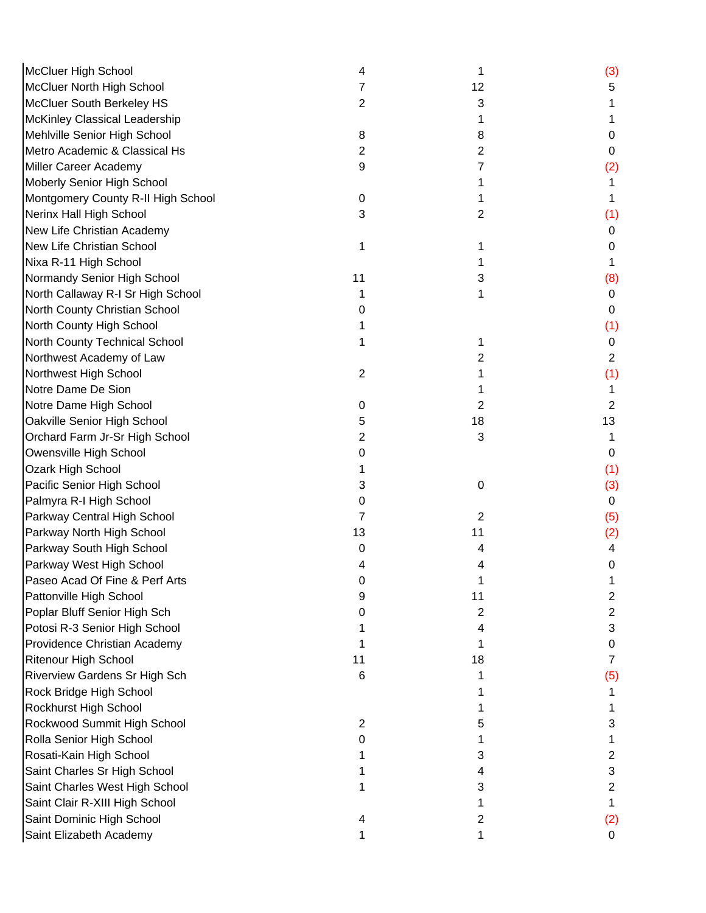| | | | |
|---|---|---|---|
| McCluer High School | 4 | 1 | (3) |
| McCluer North High School | 7 | 12 | 5 |
| McCluer South Berkeley HS | 2 | 3 | 1 |
| McKinley Classical Leadership | | 1 | 1 |
| Mehlville Senior High School | 8 | 8 | 0 |
| Metro Academic & Classical Hs | 2 | 2 | 0 |
| Miller Career Academy | 9 | 7 | (2) |
| Moberly Senior High School | | 1 | 1 |
| Montgomery County R-II High School | 0 | 1 | 1 |
| Nerinx Hall High School | 3 | 2 | (1) |
| New Life Christian Academy | | | 0 |
| New Life Christian School | 1 | 1 | 0 |
| Nixa R-11 High School | | 1 | 1 |
| Normandy Senior High School | 11 | 3 | (8) |
| North Callaway R-I Sr High School | 1 | 1 | 0 |
| North County Christian School | 0 | | 0 |
| North County High School | 1 | | (1) |
| North County Technical School | 1 | 1 | 0 |
| Northwest Academy of Law | | 2 | 2 |
| Northwest High School | 2 | 1 | (1) |
| Notre Dame De Sion | | 1 | 1 |
| Notre Dame High School | 0 | 2 | 2 |
| Oakville Senior High School | 5 | 18 | 13 |
| Orchard Farm Jr-Sr High School | 2 | 3 | 1 |
| Owensville High School | 0 | | 0 |
| Ozark High School | 1 | | (1) |
| Pacific Senior High School | 3 | 0 | (3) |
| Palmyra R-I High School | 0 | | 0 |
| Parkway Central High School | 7 | 2 | (5) |
| Parkway North High School | 13 | 11 | (2) |
| Parkway South High School | 0 | 4 | 4 |
| Parkway West High School | 4 | 4 | 0 |
| Paseo Acad Of Fine & Perf Arts | 0 | 1 | 1 |
| Pattonville High School | 9 | 11 | 2 |
| Poplar Bluff Senior High Sch | 0 | 2 | 2 |
| Potosi R-3 Senior High School | 1 | 4 | 3 |
| Providence Christian Academy | 1 | 1 | 0 |
| Ritenour High School | 11 | 18 | 7 |
| Riverview Gardens Sr High Sch | 6 | 1 | (5) |
| Rock Bridge High School | | 1 | 1 |
| Rockhurst High School | | 1 | 1 |
| Rockwood Summit High School | 2 | 5 | 3 |
| Rolla Senior High School | 0 | 1 | 1 |
| Rosati-Kain High School | 1 | 3 | 2 |
| Saint Charles Sr High School | 1 | 4 | 3 |
| Saint Charles West High School | 1 | 3 | 2 |
| Saint Clair R-XIII High School | | 1 | 1 |
| Saint Dominic High School | 4 | 2 | (2) |
| Saint Elizabeth Academy | 1 | 1 | 0 |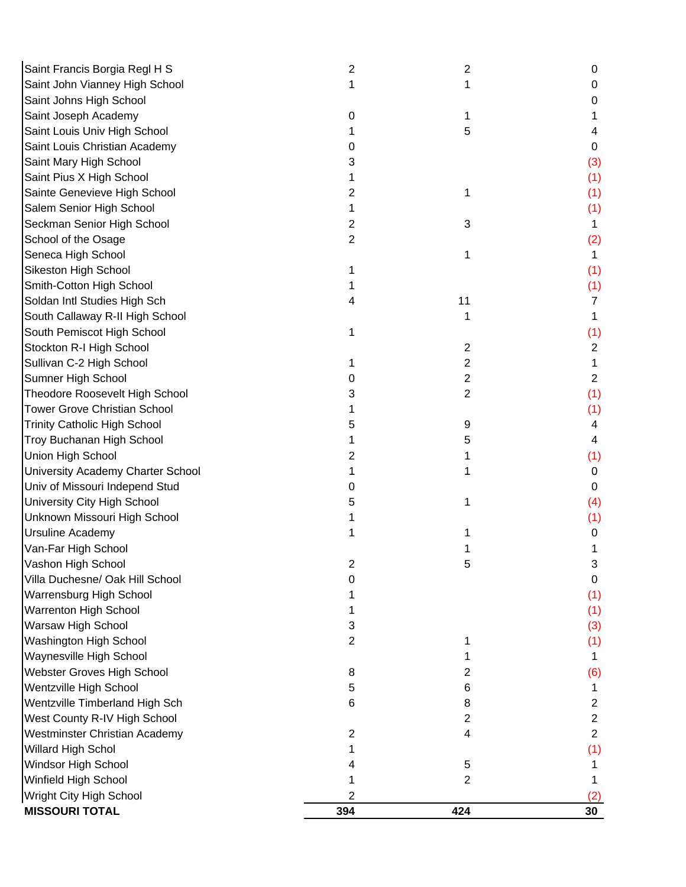| | | | |
|---|---|---|---|
| Saint Francis Borgia Regl H S | 2 | 2 | 0 |
| Saint John Vianney High School | 1 | 1 | 0 |
| Saint Johns High School | | | 0 |
| Saint Joseph Academy | 0 | 1 | 1 |
| Saint Louis Univ High School | 1 | 5 | 4 |
| Saint Louis Christian Academy | 0 | | 0 |
| Saint Mary High School | 3 | | (3) |
| Saint Pius X High School | 1 | | (1) |
| Sainte Genevieve High School | 2 | 1 | (1) |
| Salem Senior High School | 1 | | (1) |
| Seckman Senior High School | 2 | 3 | 1 |
| School of the Osage | 2 | | (2) |
| Seneca High School | | 1 | 1 |
| Sikeston High School | 1 | | (1) |
| Smith-Cotton High School | 1 | | (1) |
| Soldan Intl Studies High Sch | 4 | 11 | 7 |
| South Callaway R-II High School | | 1 | 1 |
| South Pemiscot High School | 1 | | (1) |
| Stockton R-I High School | | 2 | 2 |
| Sullivan C-2 High School | 1 | 2 | 1 |
| Sumner High School | 0 | 2 | 2 |
| Theodore Roosevelt High School | 3 | 2 | (1) |
| Tower Grove Christian School | 1 | | (1) |
| Trinity Catholic High School | 5 | 9 | 4 |
| Troy Buchanan High School | 1 | 5 | 4 |
| Union High School | 2 | 1 | (1) |
| University Academy Charter School | 1 | 1 | 0 |
| Univ of Missouri Independ Stud | 0 | | 0 |
| University City High School | 5 | 1 | (4) |
| Unknown Missouri High School | 1 | | (1) |
| Ursuline Academy | 1 | 1 | 0 |
| Van-Far High School | | 1 | 1 |
| Vashon High School | 2 | 5 | 3 |
| Villa Duchesne/ Oak Hill School | 0 | | 0 |
| Warrensburg High School | 1 | | (1) |
| Warrenton High School | 1 | | (1) |
| Warsaw High School | 3 | | (3) |
| Washington High School | 2 | 1 | (1) |
| Waynesville High School | | 1 | 1 |
| Webster Groves High School | 8 | 2 | (6) |
| Wentzville High School | 5 | 6 | 1 |
| Wentzville Timberland High Sch | 6 | 8 | 2 |
| West County R-IV High School | | 2 | 2 |
| Westminster Christian Academy | 2 | 4 | 2 |
| Willard High Schol | 1 | | (1) |
| Windsor High School | 4 | 5 | 1 |
| Winfield High School | 1 | 2 | 1 |
| Wright City High School | 2 | | (2) |
| **MISSOURI TOTAL** | **394** | **424** | **30** |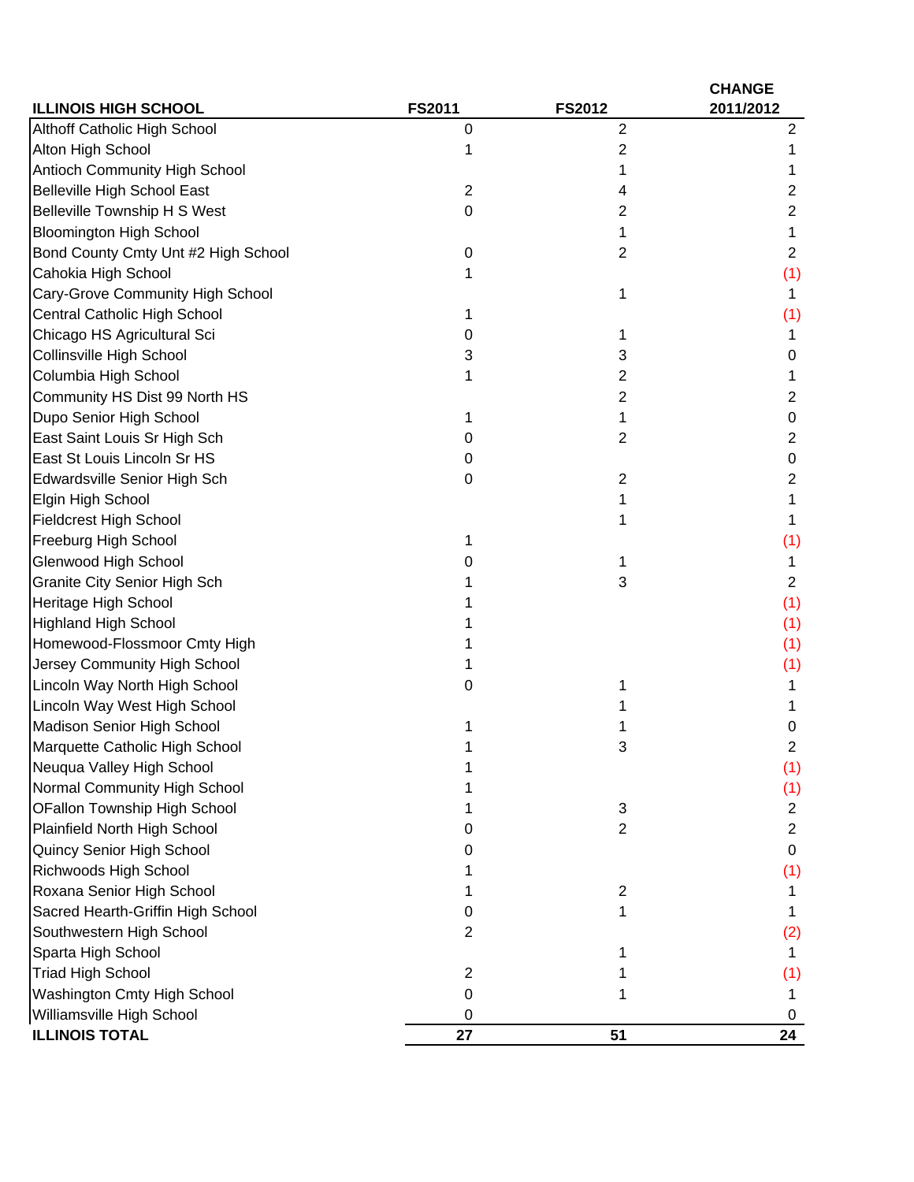| ILLINOIS HIGH SCHOOL | FS2011 | FS2012 | CHANGE 2011/2012 |
|---|---|---|---|
| Althoff Catholic High School | 0 | 2 | 2 |
| Alton High School | 1 | 2 | 1 |
| Antioch Community High School | | 1 | 1 |
| Belleville High School East | 2 | 4 | 2 |
| Belleville Township H S West | 0 | 2 | 2 |
| Bloomington High School | | 1 | 1 |
| Bond County Cmty Unt #2 High School | 0 | 2 | 2 |
| Cahokia High School | 1 | | (1) |
| Cary-Grove Community High School | | 1 | 1 |
| Central Catholic High School | 1 | | (1) |
| Chicago HS Agricultural Sci | 0 | 1 | 1 |
| Collinsville High School | 3 | 3 | 0 |
| Columbia High School | 1 | 2 | 1 |
| Community HS Dist 99 North HS | | 2 | 2 |
| Dupo Senior High School | 1 | 1 | 0 |
| East Saint Louis Sr High Sch | 0 | 2 | 2 |
| East St Louis Lincoln Sr HS | 0 | | 0 |
| Edwardsville Senior High Sch | 0 | 2 | 2 |
| Elgin High School | | 1 | 1 |
| Fieldcrest High School | | 1 | 1 |
| Freeburg High School | 1 | | (1) |
| Glenwood High School | 0 | 1 | 1 |
| Granite City Senior High Sch | 1 | 3 | 2 |
| Heritage High School | 1 | | (1) |
| Highland High School | 1 | | (1) |
| Homewood-Flossmoor Cmty High | 1 | | (1) |
| Jersey Community High School | 1 | | (1) |
| Lincoln Way North High School | 0 | 1 | 1 |
| Lincoln Way West High School | | 1 | 1 |
| Madison Senior High School | 1 | 1 | 0 |
| Marquette Catholic High School | 1 | 3 | 2 |
| Neuqua Valley High School | 1 | | (1) |
| Normal Community High School | 1 | | (1) |
| OFallon Township High School | 1 | 3 | 2 |
| Plainfield North High School | 0 | 2 | 2 |
| Quincy Senior High School | 0 | | 0 |
| Richwoods High School | 1 | | (1) |
| Roxana Senior High School | 1 | 2 | 1 |
| Sacred Hearth-Griffin High School | 0 | 1 | 1 |
| Southwestern High School | 2 | | (2) |
| Sparta High School | | 1 | 1 |
| Triad High School | 2 | 1 | (1) |
| Washington Cmty High School | 0 | 1 | 1 |
| Williamsville High School | 0 | | 0 |
| **ILLINOIS TOTAL** | **27** | **51** | **24** |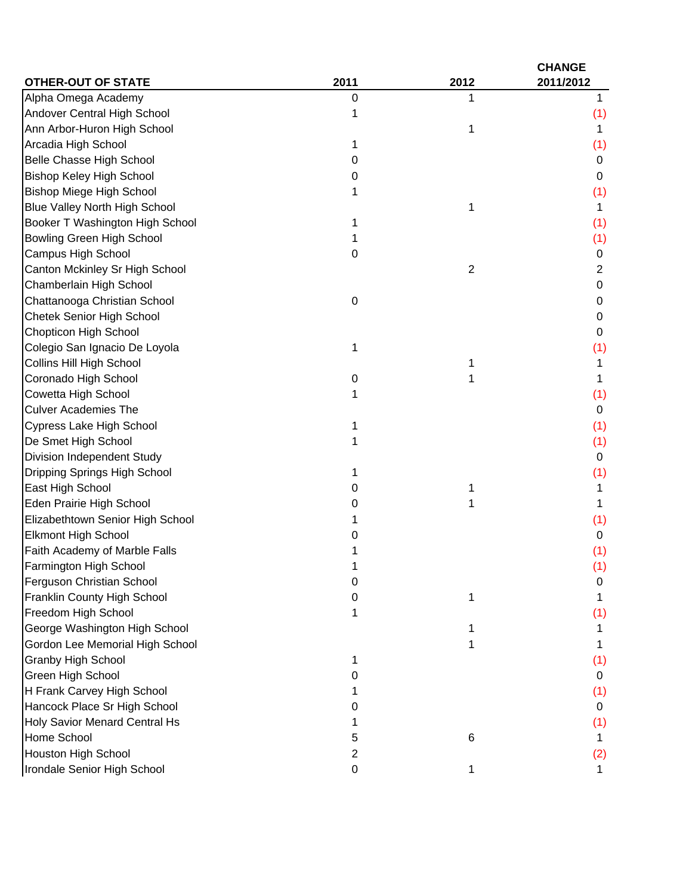| OTHER-OUT OF STATE | 2011 | 2012 | CHANGE 2011/2012 |
|---|---|---|---|
| Alpha Omega Academy | 0 | 1 | 1 |
| Andover Central High School | 1 | | (1) |
| Ann Arbor-Huron High School | | 1 | 1 |
| Arcadia High School | 1 | | (1) |
| Belle Chasse High School | 0 | | 0 |
| Bishop Keley High School | 0 | | 0 |
| Bishop Miege High School | 1 | | (1) |
| Blue Valley North High School | | 1 | 1 |
| Booker T Washington High School | 1 | | (1) |
| Bowling Green High School | 1 | | (1) |
| Campus High School | 0 | | 0 |
| Canton Mckinley Sr High School | | 2 | 2 |
| Chamberlain High School | | | 0 |
| Chattanooga Christian School | 0 | | 0 |
| Chetek Senior High School | | | 0 |
| Chopticon High School | | | 0 |
| Colegio San Ignacio De Loyola | 1 | | (1) |
| Collins Hill High School | | 1 | 1 |
| Coronado High School | 0 | 1 | 1 |
| Cowetta High School | 1 | | (1) |
| Culver Academies The | | | 0 |
| Cypress Lake High School | 1 | | (1) |
| De Smet High School | 1 | | (1) |
| Division Independent Study | | | 0 |
| Dripping Springs High School | 1 | | (1) |
| East High School | 0 | 1 | 1 |
| Eden Prairie High School | 0 | 1 | 1 |
| Elizabethtown Senior High School | 1 | | (1) |
| Elkmont High School | 0 | | 0 |
| Faith Academy of Marble Falls | 1 | | (1) |
| Farmington High School | 1 | | (1) |
| Ferguson Christian School | 0 | | 0 |
| Franklin County High School | 0 | 1 | 1 |
| Freedom High School | 1 | | (1) |
| George Washington High School | | 1 | 1 |
| Gordon Lee Memorial High School | | 1 | 1 |
| Granby High School | 1 | | (1) |
| Green High School | 0 | | 0 |
| H Frank Carvey High School | 1 | | (1) |
| Hancock Place Sr High School | 0 | | 0 |
| Holy Savior Menard Central Hs | 1 | | (1) |
| Home School | 5 | 6 | 1 |
| Houston High School | 2 | | (2) |
| Irondale Senior High School | 0 | 1 | 1 |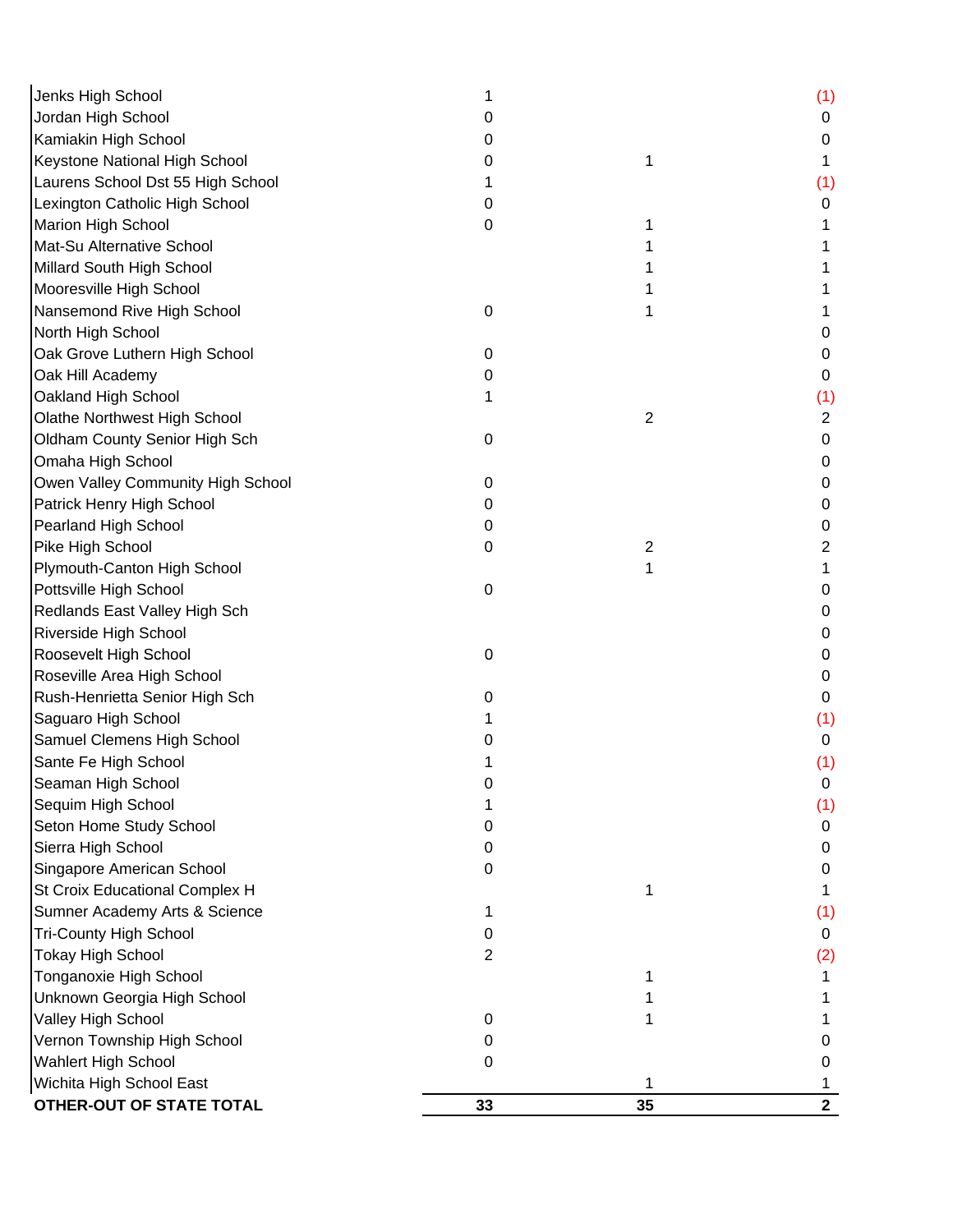| | | | |
|---|---|---|---|
| Jenks High School | 1 | | (1) |
| Jordan High School | 0 | | 0 |
| Kamiakin High School | 0 | | 0 |
| Keystone National High School | 0 | 1 | 1 |
| Laurens School Dst 55 High School | 1 | | (1) |
| Lexington Catholic High School | 0 | | 0 |
| Marion High School | 0 | 1 | 1 |
| Mat-Su Alternative School | | 1 | 1 |
| Millard South High School | | 1 | 1 |
| Mooresville High School | | 1 | 1 |
| Nansemond Rive High School | 0 | 1 | 1 |
| North High School | | | 0 |
| Oak Grove Luthern High School | 0 | | 0 |
| Oak Hill Academy | 0 | | 0 |
| Oakland High School | 1 | | (1) |
| Olathe Northwest High School | | 2 | 2 |
| Oldham County Senior High Sch | 0 | | 0 |
| Omaha High School | | | 0 |
| Owen Valley Community High School | 0 | | 0 |
| Patrick Henry High School | 0 | | 0 |
| Pearland High School | 0 | | 0 |
| Pike High School | 0 | 2 | 2 |
| Plymouth-Canton High School | | 1 | 1 |
| Pottsville High School | 0 | | 0 |
| Redlands East Valley High Sch | | | 0 |
| Riverside High School | | | 0 |
| Roosevelt High School | 0 | | 0 |
| Roseville Area High School | | | 0 |
| Rush-Henrietta Senior High Sch | 0 | | 0 |
| Saguaro High School | 1 | | (1) |
| Samuel Clemens High School | 0 | | 0 |
| Sante Fe High School | 1 | | (1) |
| Seaman High School | 0 | | 0 |
| Sequim High School | 1 | | (1) |
| Seton Home Study School | 0 | | 0 |
| Sierra High School | 0 | | 0 |
| Singapore American School | 0 | | 0 |
| St Croix Educational Complex H | | 1 | 1 |
| Sumner Academy Arts & Science | 1 | | (1) |
| Tri-County High School | 0 | | 0 |
| Tokay High School | 2 | | (2) |
| Tonganoxie High School | | 1 | 1 |
| Unknown Georgia High School | | 1 | 1 |
| Valley High School | 0 | 1 | 1 |
| Vernon Township High School | 0 | | 0 |
| Wahlert High School | 0 | | 0 |
| Wichita High School East | | 1 | 1 |
| **OTHER-OUT OF STATE TOTAL** | **33** | **35** | **2** |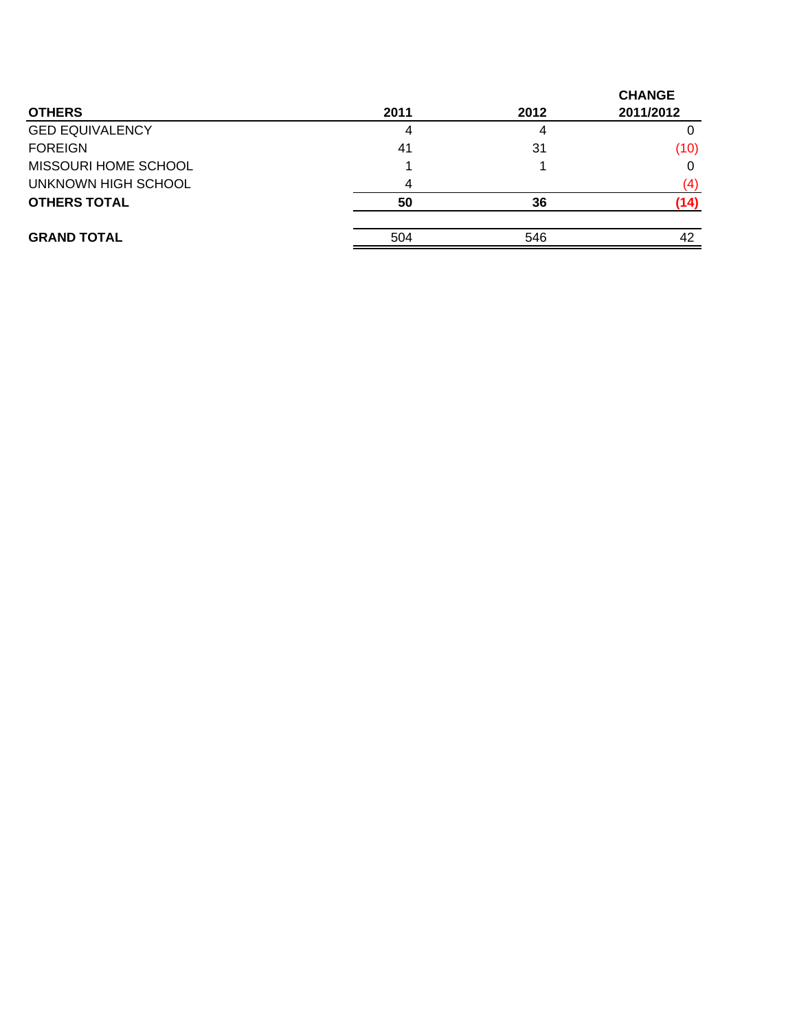| OTHERS | 2011 | 2012 | CHANGE 2011/2012 |
|---|---|---|---|
| GED EQUIVALENCY | 4 | 4 | 0 |
| FOREIGN | 41 | 31 | (10) |
| MISSOURI HOME SCHOOL | 1 | 1 | 0 |
| UNKNOWN HIGH SCHOOL | 4 | | (4) |
| **OTHERS TOTAL** | **50** | **36** | **(14)** |
| | | | |
| **GRAND TOTAL** | 504 | 546 | 42 |